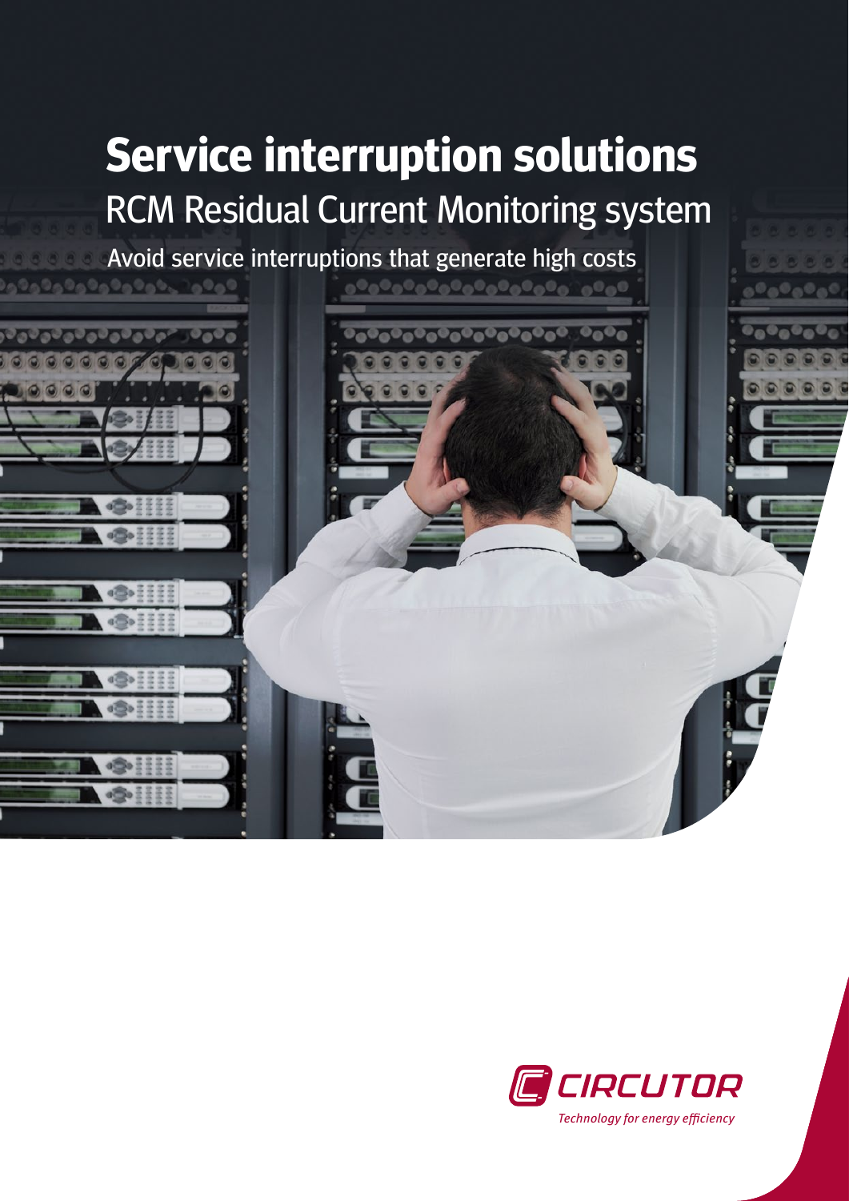# Service interruption solutions

## RCM Residual Current Monitoring system

Avoid service interruptions that generate high costs

CIRCUTOR

*Technology for energy efficiency*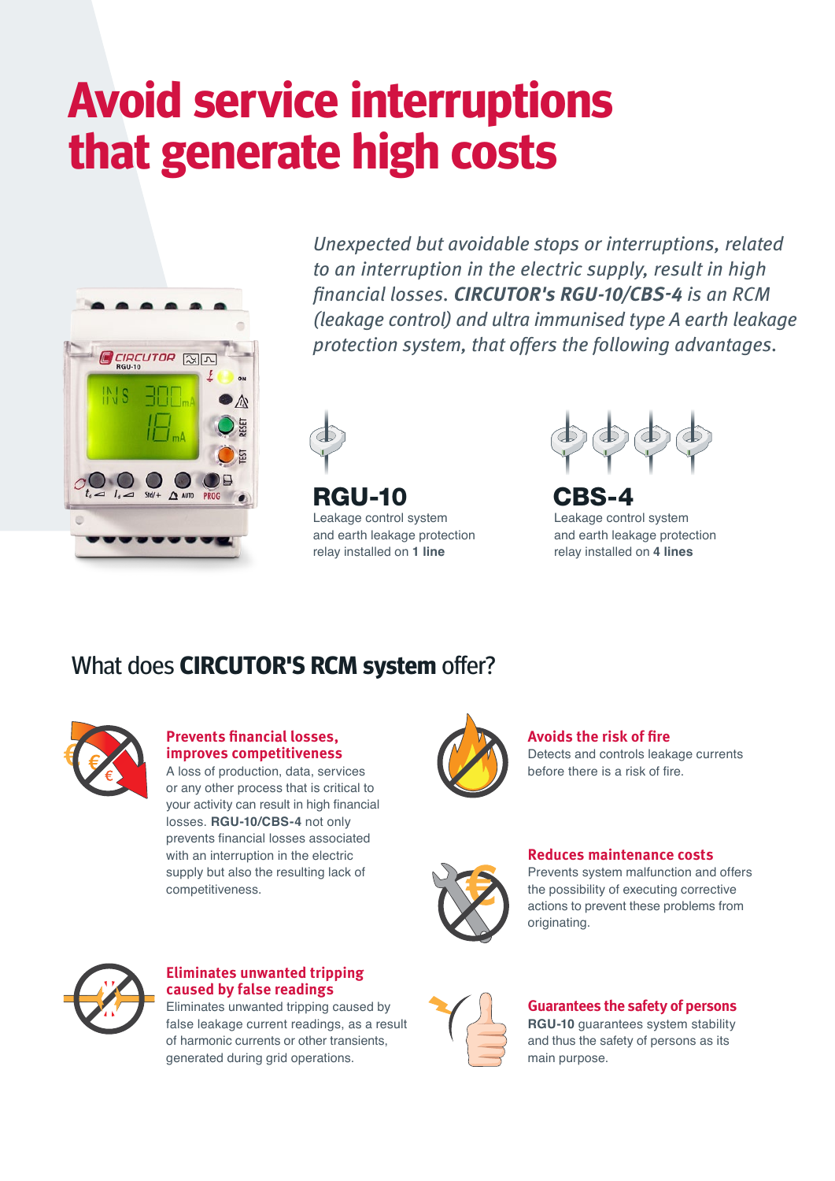# Avoid service interruptions that generate high costs

*Unexpected but avoidable stops or interruptions, related to an interruption in the electric supply, result in high financial losses. **CIRCUTOR's RGU-10/CBS-4** is an RCM (leakage control) and ultra immunised type A earth leakage protection system, that offers the following advantages.*

## RGU-10

Leakage control system and earth leakage protection relay installed on **1 line**

## CBS-4

Leakage control system and earth leakage protection relay installed on **4 lines**

## What does **CIRCUTOR'S RCM system** offer?

### Prevents financial losses, improves competitiveness

A loss of production, data, services or any other process that is critical to your activity can result in high financial losses. **RGU-10/CBS-4** not only prevents financial losses associated with an interruption in the electric supply but also the resulting lack of competitiveness.

### Avoids the risk of fire

Detects and controls leakage currents before there is a risk of fire.

### Reduces maintenance costs

Prevents system malfunction and offers the possibility of executing corrective actions to prevent these problems from originating.

### Eliminates unwanted tripping caused by false readings

Eliminates unwanted tripping caused by false leakage current readings, as a result of harmonic currents or other transients, generated during grid operations.

### Guarantees the safety of persons

**RGU-10** guarantees system stability and thus the safety of persons as its main purpose.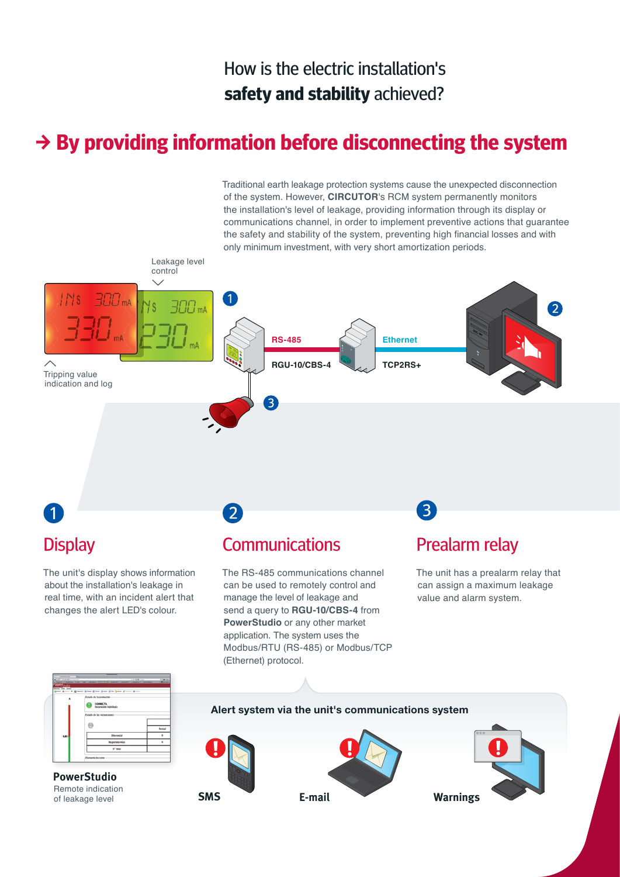How is the electric installation's **safety and stability** achieved?

# → By providing information before disconnecting the system

Traditional earth leakage protection systems cause the unexpected disconnection of the system. However, **CIRCUTOR**'s RCM system permanently monitors the installation's level of leakage, providing information through its display or communications channel, in order to implement preventive actions that guarantee the safety and stability of the system, preventing high financial losses and with only minimum investment, with very short amortization periods.

Leakage level control

Tripping value indication and log

RS-485

RGU-10/CBS-4

Ethernet

TCP2RS+

## 1 Display

The unit's display shows information about the installation's leakage in real time, with an incident alert that changes the alert LED's colour.

## 2 Communications

The RS-485 communications channel can be used to remotely control and manage the level of leakage and send a query to **RGU-10/CBS-4** from **PowerStudio** or any other market application. The system uses the Modbus/RTU (RS-485) or Modbus/TCP (Ethernet) protocol.

## 3 Prealarm relay

The unit has a prealarm relay that can assign a maximum leakage value and alarm system.

**PowerStudio**
Remote indication of leakage level

**Alert system via the unit's communications system**

**SMS**

**E-mail**

**Warnings**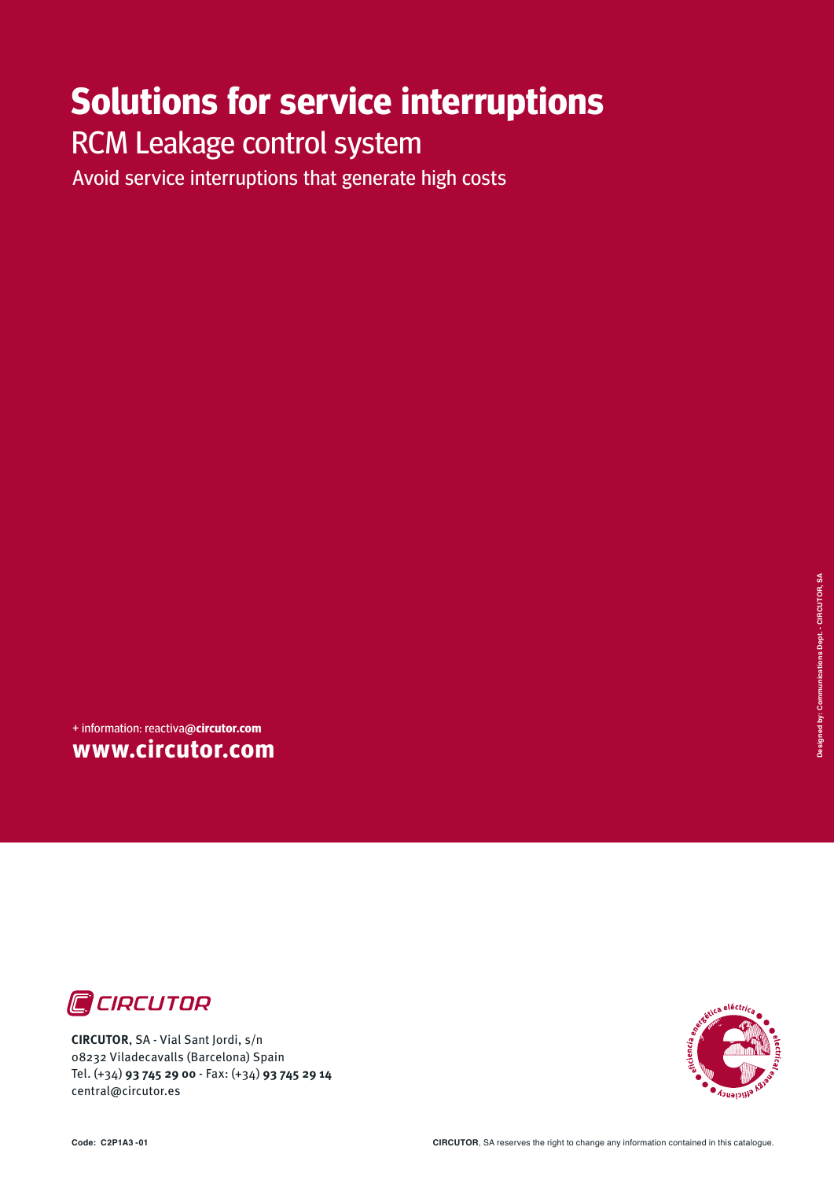# Solutions for service interruptions

## RCM Leakage control system

Avoid service interruptions that generate high costs

+ information: reactiva@**circutor.com**

**www.circutor.com**

Designed by: Communications Dept. - CIRCUTOR, SA

CIRCUTOR

**CIRCUTOR**, SA - Vial Sant Jordi, s/n
08232 Viladecavalls (Barcelona) Spain
Tel. (+34) **93 745 29 00** - Fax: (+34) **93 745 29 14**
central@circutor.es

eficiencia energética eléctrica • electrical energy efficiency •

**Code: C2P1A3 -01**

**CIRCUTOR**, SA reserves the right to change any information contained in this catalogue.